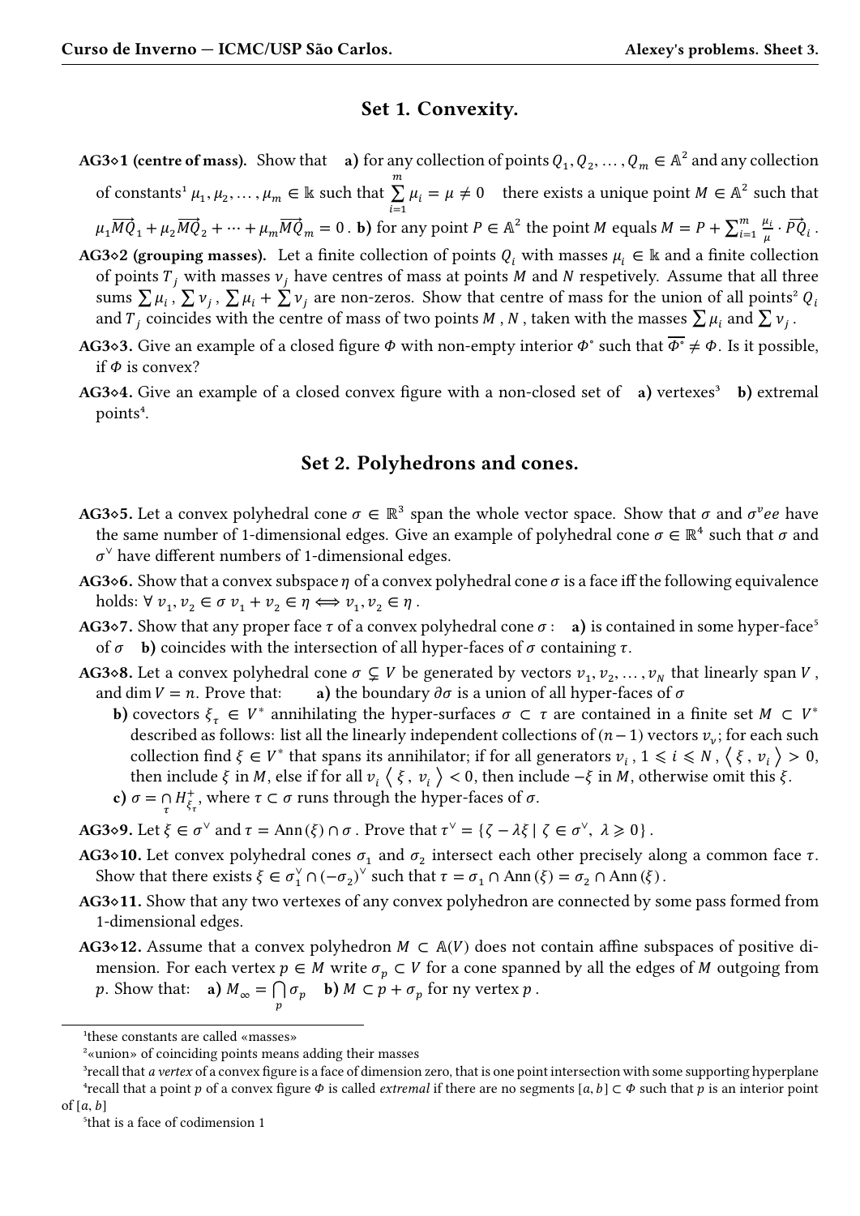## Set 1. Convexity.

**AG3◇1 (centre of mass).** Show that **a)** for any collection of points $Q_1, Q_2, \dots, Q_m \in \mathbb{A}^2$ and any collection of constants[1] $\mu_1, \mu_2, \dots, \mu_m \in \Bbbk$ such that $\sum_{i=1}^{m} \mu_i = \mu \neq 0$ there exists a unique point $M \in \mathbb{A}^2$ such that $\mu_1 \overrightarrow{MQ}_1 + \mu_2 \overrightarrow{MQ}_2 + \dots + \mu_m \overrightarrow{MQ}_m = 0$ . **b)** for any point $P \in \mathbb{A}^2$ the point $M$ equals $M = P + \sum_{i=1}^{m} \frac{\mu_i}{\mu} \cdot \overrightarrow{PQ}_i$ .

**AG3◇2 (grouping masses).** Let a finite collection of points $Q_i$ with masses $\mu_i \in \Bbbk$ and a finite collection of points $T_j$ with masses $\nu_j$ have centres of mass at points $M$ and $N$ respetively. Assume that all three sums $\sum \mu_i$ , $\sum \nu_j$ , $\sum \mu_i + \sum \nu_j$ are non-zeros. Show that centre of mass for the union of all points[2] $Q_i$ and $T_j$ coincides with the centre of mass of two points $M$ , $N$ , taken with the masses $\sum \mu_i$ and $\sum \nu_j$ .

**AG3◇3.** Give an example of a closed figure $\Phi$ with non-empty interior $\Phi^\circ$ such that $\overline{\Phi^\circ} \neq \Phi$. Is it possible, if $\Phi$ is convex?

**AG3◇4.** Give an example of a closed convex figure with a non-closed set of **a)** vertexes[3] **b)** extremal points[4].

## Set 2. Polyhedrons and cones.

**AG3◇5.** Let a convex polyhedral cone $\sigma \in \mathbb{R}^3$ span the whole vector space. Show that $\sigma$ and $\sigma^vee$ have the same number of 1-dimensional edges. Give an example of polyhedral cone $\sigma \in \mathbb{R}^4$ such that $\sigma$ and $\sigma^\vee$ have different numbers of 1-dimensional edges.

**AG3◇6.** Show that a convex subspace $\eta$ of a convex polyhedral cone $\sigma$ is a face iff the following equivalence holds: $\forall\ v_1, v_2 \in \sigma\ v_1 + v_2 \in \eta \iff v_1, v_2 \in \eta$ .

**AG3◇7.** Show that any proper face $\tau$ of a convex polyhedral cone $\sigma$ : **a)** is contained in some hyper-face[5] of $\sigma$ **b)** coincides with the intersection of all hyper-faces of $\sigma$ containing $\tau$.

**AG3◇8.** Let a convex polyhedral cone $\sigma \subsetneq V$ be generated by vectors $v_1, v_2, \dots, v_N$ that linearly span $V$ , and $\dim V = n$. Prove that: **a)** the boundary $\partial\sigma$ is a union of all hyper-faces of $\sigma$

**b)** covectors $\xi_\tau \in V^*$ annihilating the hyper-surfaces $\sigma \subset \tau$ are contained in a finite set $M \subset V^*$ described as follows: list all the linearly independent collections of $(n-1)$ vectors $v_\nu$; for each such collection find $\xi \in V^*$ that spans its annihilator; if for all generators $v_i$ , $1 \leqslant i \leqslant N$ , $\langle \xi , v_i \rangle > 0$, then include $\xi$ in $M$, else if for all $v_i$ $\langle \xi , v_i \rangle < 0$, then include $-\xi$ in $M$, otherwise omit this $\xi$.

**c)** $\sigma = \bigcap_\tau H^+_{\xi_\tau}$, where $\tau \subset \sigma$ runs through the hyper-faces of $\sigma$.

**AG3◇9.** Let $\xi \in \sigma^\vee$ and $\tau = \mathrm{Ann}(\xi) \cap \sigma$ . Prove that $\tau^\vee = \{\zeta - \lambda\xi \mid \zeta \in \sigma^\vee,\ \lambda \geqslant 0\}$ .

**AG3◇10.** Let convex polyhedral cones $\sigma_1$ and $\sigma_2$ intersect each other precisely along a common face $\tau$. Show that there exists $\xi \in \sigma_1^\vee \cap (-\sigma_2)^\vee$ such that $\tau = \sigma_1 \cap \mathrm{Ann}(\xi) = \sigma_2 \cap \mathrm{Ann}(\xi)$ .

**AG3◇11.** Show that any two vertexes of any convex polyhedron are connected by some pass formed from 1-dimensional edges.

**AG3◇12.** Assume that a convex polyhedron $M \subset \mathbb{A}(V)$ does not contain affine subspaces of positive dimension. For each vertex $p \in M$ write $\sigma_p \subset V$ for a cone spanned by all the edges of $M$ outgoing from $p$. Show that: **a)** $M_\infty = \bigcap_p \sigma_p$ **b)** $M \subset p + \sigma_p$ for ny vertex $p$ .

---

[1] these constants are called «masses»

[2] «union» of coinciding points means adding their masses

[3] recall that *a vertex* of a convex figure is a face of dimension zero, that is one point intersection with some supporting hyperplane

[4] recall that a point $p$ of a convex figure $\Phi$ is called *extremal* if there are no segments $[a, b] \subset \Phi$ such that $p$ is an interior point of $[a, b]$

[5] that is a face of codimension 1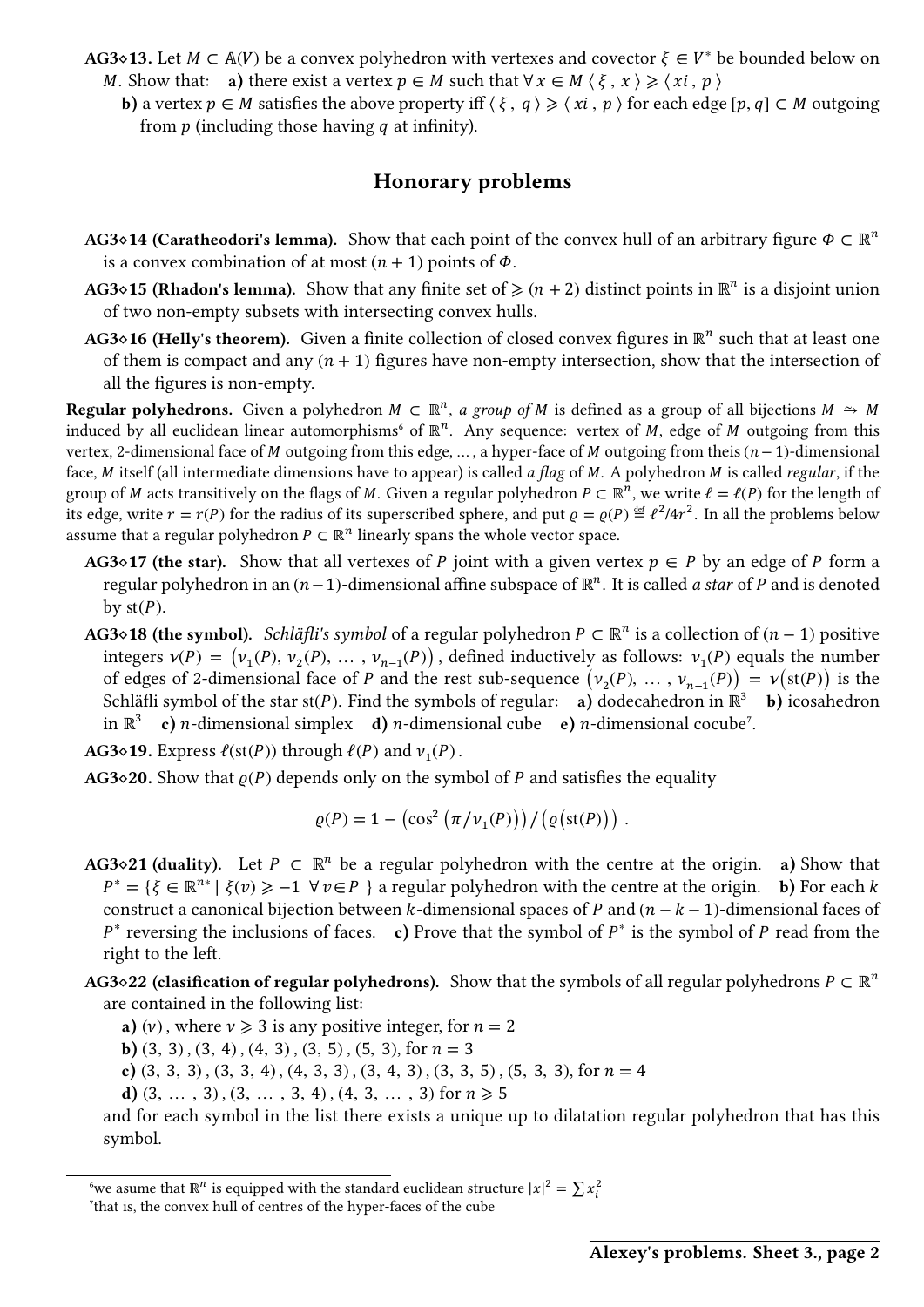**AG3⋄13.** Let $M \subset \mathbb{A}(V)$ be a convex polyhedron with vertexes and covector $\xi \in V^*$ be bounded below on $M$. Show that: **a)** there exist a vertex $p \in M$ such that $\forall\, x \in M \, \langle\, \xi \,,\, x \,\rangle \geqslant \langle\, xi \,,\, p \,\rangle$

**b)** a vertex $p \in M$ satisfies the above property iff $\langle\, \xi \,,\, q \,\rangle \geqslant \langle\, xi \,,\, p \,\rangle$ for each edge $[p, q] \subset M$ outgoing from $p$ (including those having $q$ at infinity).

## Honorary problems

**AG3⋄14 (Caratheodori's lemma).** Show that each point of the convex hull of an arbitrary figure $\Phi \subset \mathbb{R}^n$ is a convex combination of at most $(n+1)$ points of $\Phi$.

**AG3⋄15 (Rhadon's lemma).** Show that any finite set of $\geqslant (n+2)$ distinct points in $\mathbb{R}^n$ is a disjoint union of two non-empty subsets with intersecting convex hulls.

**AG3⋄16 (Helly's theorem).** Given a finite collection of closed convex figures in $\mathbb{R}^n$ such that at least one of them is compact and any $(n+1)$ figures have non-empty intersection, show that the intersection of all the figures is non-empty.

**Regular polyhedrons.** Given a polyhedron $M \subset \mathbb{R}^n$, *a group of* $M$ is defined as a group of all bijections $M \xrightarrow{\sim} M$ induced by all euclidean linear automorphisms[6] of $\mathbb{R}^n$. Any sequence: vertex of $M$, edge of $M$ outgoing from this vertex, 2-dimensional face of $M$ outgoing from this edge, … , a hyper-face of $M$ outgoing from theis $(n-1)$-dimensional face, $M$ itself (all intermediate dimensions have to appear) is called *a flag* of $M$. A polyhedron $M$ is called *regular*, if the group of $M$ acts transitively on the flags of $M$. Given a regular polyhedron $P \subset \mathbb{R}^n$, we write $\ell = \ell(P)$ for the length of its edge, write $r = r(P)$ for the radius of its superscribed sphere, and put $\varrho = \varrho(P) \stackrel{\text{def}}{=} \ell^2/4r^2$. In all the problems below assume that a regular polyhedron $P \subset \mathbb{R}^n$ linearly spans the whole vector space.

**AG3⋄17 (the star).** Show that all vertexes of $P$ joint with a given vertex $p \in P$ by an edge of $P$ form a regular polyhedron in an $(n-1)$-dimensional affine subspace of $\mathbb{R}^n$. It is called *a star* of $P$ and is denoted by $\mathrm{st}(P)$.

**AG3⋄18 (the symbol).** *Schläfli's symbol* of a regular polyhedron $P \subset \mathbb{R}^n$ is a collection of $(n-1)$ positive integers $\boldsymbol{\nu}(P) = \big(\nu_1(P),\, \nu_2(P),\, \dots,\, \nu_{n-1}(P)\big)$, defined inductively as follows: $\nu_1(P)$ equals the number of edges of 2-dimensional face of $P$ and the rest sub-sequence $\big(\nu_2(P),\, \dots,\, \nu_{n-1}(P)\big) = \boldsymbol{\nu}\big(\mathrm{st}(P)\big)$ is the Schläfli symbol of the star $\mathrm{st}(P)$. Find the symbols of regular: **a)** dodecahedron in $\mathbb{R}^3$ **b)** icosahedron in $\mathbb{R}^3$ **c)** $n$-dimensional simplex **d)** $n$-dimensional cube **e)** $n$-dimensional cocube[7].

**AG3⋄19.** Express $\ell(\mathrm{st}(P))$ through $\ell(P)$ and $\nu_1(P)$.

**AG3⋄20.** Show that $\varrho(P)$ depends only on the symbol of $P$ and satisfies the equality

$$\varrho(P) = 1 - \big(\cos^2\big(\pi/\nu_1(P)\big)\big)/\big(\varrho\big(\mathrm{st}(P)\big)\big)\,.$$

**AG3⋄21 (duality).** Let $P \subset \mathbb{R}^n$ be a regular polyhedron with the centre at the origin. **a)** Show that $P^* = \{\xi \in \mathbb{R}^{n*} \mid \xi(v) \geqslant -1 \;\; \forall\, v \in P\}$ a regular polyhedron with the centre at the origin. **b)** For each $k$ construct a canonical bijection between $k$-dimensional spaces of $P$ and $(n-k-1)$-dimensional faces of $P^*$ reversing the inclusions of faces. **c)** Prove that the symbol of $P^*$ is the symbol of $P$ read from the right to the left.

**AG3⋄22 (clasification of regular polyhedrons).** Show that the symbols of all regular polyhedrons $P \subset \mathbb{R}^n$ are contained in the following list:

**a)** $(\nu)$, where $\nu \geqslant 3$ is any positive integer, for $n = 2$

**b)** $(3,\,3)$, $(3,\,4)$, $(4,\,3)$, $(3,\,5)$, $(5,\,3)$, for $n = 3$

**c)** $(3,\,3,\,3)$, $(3,\,3,\,4)$, $(4,\,3,\,3)$, $(3,\,4,\,3)$, $(3,\,3,\,5)$, $(5,\,3,\,3)$, for $n = 4$

**d)** $(3,\,\dots,\,3)$, $(3,\,\dots,\,3,\,4)$, $(4,\,3,\,\dots,\,3)$ for $n \geqslant 5$

and for each symbol in the list there exists a unique up to dilatation regular polyhedron that has this symbol.

---

[6] we asume that $\mathbb{R}^n$ is equipped with the standard euclidean structure $|x|^2 = \sum x_i^2$

[7] that is, the convex hull of centres of the hyper-faces of the cube